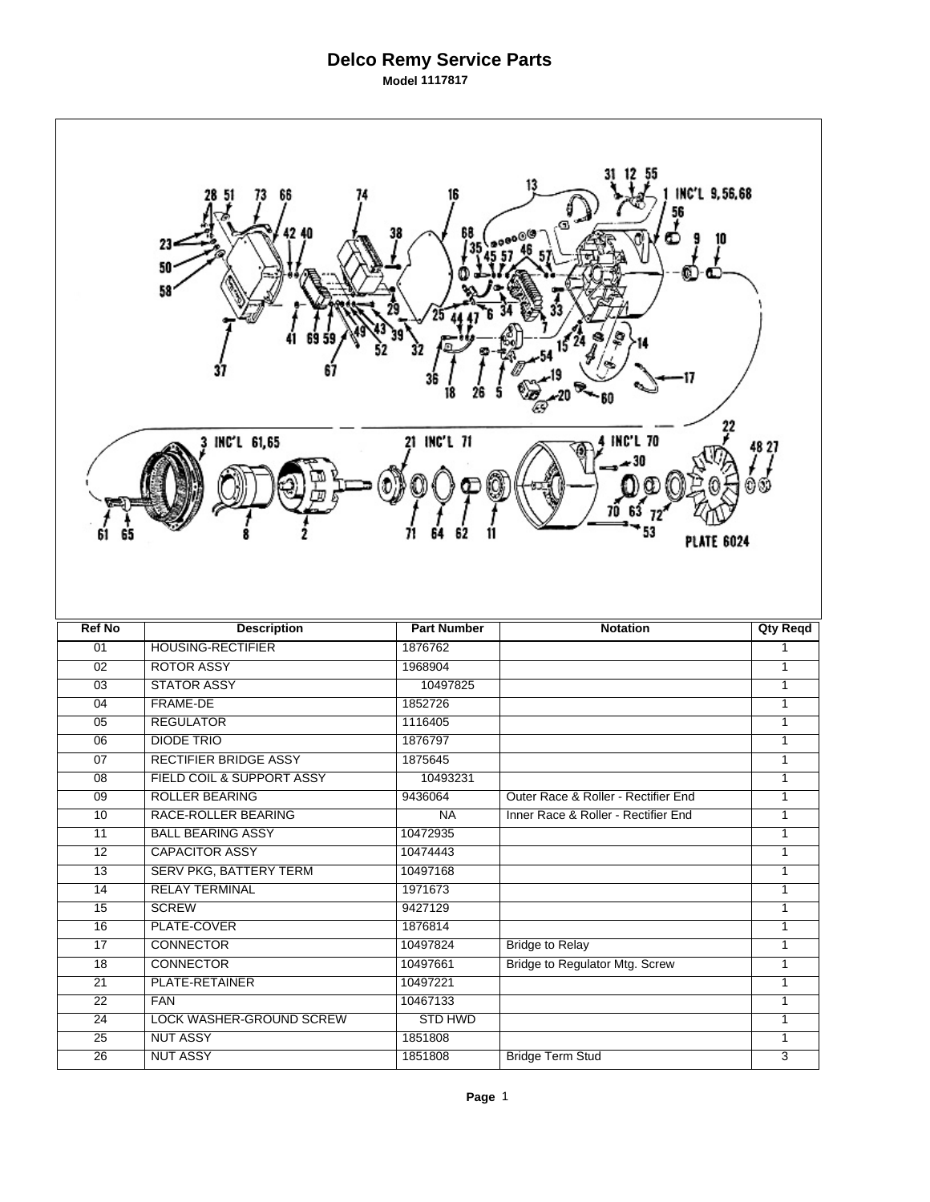# Delco Remy Service Parts

**Model 1117817**

| Ref No | Description | Part Number | Notation | Qty Reqd |
|---|---|---|---|---|
| 01 | HOUSING-RECTIFIER | 1876762 | | 1 |
| 02 | ROTOR ASSY | 1968904 | | 1 |
| 03 | STATOR ASSY | 10497825 | | 1 |
| 04 | FRAME-DE | 1852726 | | 1 |
| 05 | REGULATOR | 1116405 | | 1 |
| 06 | DIODE TRIO | 1876797 | | 1 |
| 07 | RECTIFIER BRIDGE ASSY | 1875645 | | 1 |
| 08 | FIELD COIL & SUPPORT ASSY | 10493231 | | 1 |
| 09 | ROLLER BEARING | 9436064 | Outer Race & Roller - Rectifier End | 1 |
| 10 | RACE-ROLLER BEARING | NA | Inner Race & Roller - Rectifier End | 1 |
| 11 | BALL BEARING ASSY | 10472935 | | 1 |
| 12 | CAPACITOR ASSY | 10474443 | | 1 |
| 13 | SERV PKG, BATTERY TERM | 10497168 | | 1 |
| 14 | RELAY TERMINAL | 1971673 | | 1 |
| 15 | SCREW | 9427129 | | 1 |
| 16 | PLATE-COVER | 1876814 | | 1 |
| 17 | CONNECTOR | 10497824 | Bridge to Relay | 1 |
| 18 | CONNECTOR | 10497661 | Bridge to Regulator Mtg. Screw | 1 |
| 21 | PLATE-RETAINER | 10497221 | | 1 |
| 22 | FAN | 10467133 | | 1 |
| 24 | LOCK WASHER-GROUND SCREW | STD HWD | | 1 |
| 25 | NUT ASSY | 1851808 | | 1 |
| 26 | NUT ASSY | 1851808 | Bridge Term Stud | 3 |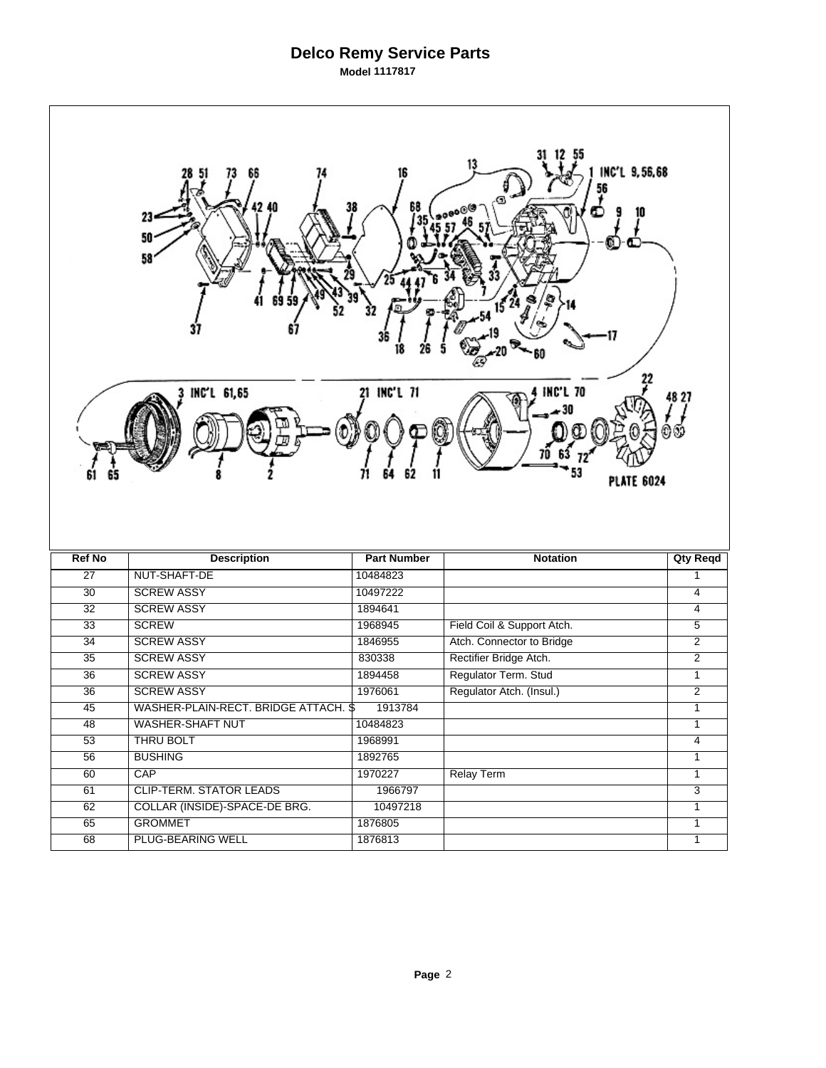# Delco Remy Service Parts

**Model 1117817**

28 51 73 66 74 16 13 31 12 55 1 INC'L 9,56,68
23 42 40 38 68 56
50 35 45 57 46 57 9 10
58 29 25 44 47 6 34 33
41 69 59 49 43 39 7
37 67 52 32 36 18 26 5 54 15 24 14
19 17
20 60
3 INC'L 61,65 21 INC'L 71 4 INC'L 70 22
30 48 27
70 63 72
61 65 8 2 71 64 62 11 53
PLATE 6024

| Ref No | Description | Part Number | Notation | Qty Reqd |
|---|---|---|---|---|
| 27 | NUT-SHAFT-DE | 10484823 | | 1 |
| 30 | SCREW ASSY | 10497222 | | 4 |
| 32 | SCREW ASSY | 1894641 | | 4 |
| 33 | SCREW | 1968945 | Field Coil & Support Atch. | 5 |
| 34 | SCREW ASSY | 1846955 | Atch. Connector to Bridge | 2 |
| 35 | SCREW ASSY | 830338 | Rectifier Bridge Atch. | 2 |
| 36 | SCREW ASSY | 1894458 | Regulator Term. Stud | 1 |
| 36 | SCREW ASSY | 1976061 | Regulator Atch. (Insul.) | 2 |
| 45 | WASHER-PLAIN-RECT. BRIDGE ATTACH. S | 1913784 | | 1 |
| 48 | WASHER-SHAFT NUT | 10484823 | | 1 |
| 53 | THRU BOLT | 1968991 | | 4 |
| 56 | BUSHING | 1892765 | | 1 |
| 60 | CAP | 1970227 | Relay Term | 1 |
| 61 | CLIP-TERM. STATOR LEADS | 1966797 | | 3 |
| 62 | COLLAR (INSIDE)-SPACE-DE BRG. | 10497218 | | 1 |
| 65 | GROMMET | 1876805 | | 1 |
| 68 | PLUG-BEARING WELL | 1876813 | | 1 |